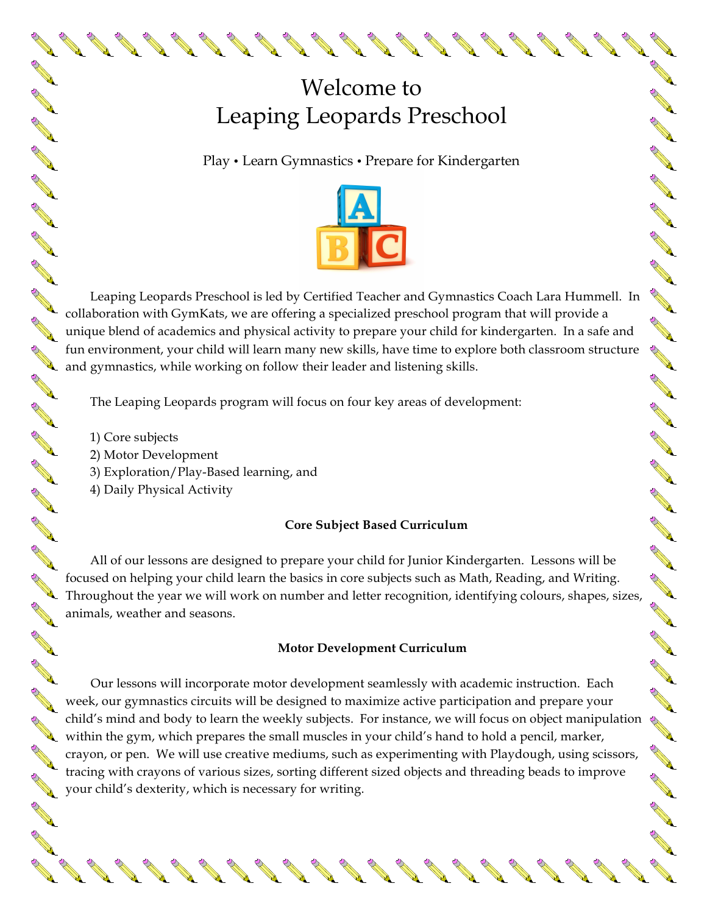# Welcome to
# Leaping Leopards Preschool

Play • Learn Gymnastics • Prepare for Kindergarten

Leaping Leopards Preschool is led by Certified Teacher and Gymnastics Coach Lara Hummell. In collaboration with GymKats, we are offering a specialized preschool program that will provide a unique blend of academics and physical activity to prepare your child for kindergarten. In a safe and fun environment, your child will learn many new skills, have time to explore both classroom structure and gymnastics, while working on follow their leader and listening skills.

The Leaping Leopards program will focus on four key areas of development:

1) Core subjects
2) Motor Development
3) Exploration/Play-Based learning, and
4) Daily Physical Activity

**Core Subject Based Curriculum**

All of our lessons are designed to prepare your child for Junior Kindergarten. Lessons will be focused on helping your child learn the basics in core subjects such as Math, Reading, and Writing. Throughout the year we will work on number and letter recognition, identifying colours, shapes, sizes, animals, weather and seasons.

**Motor Development Curriculum**

Our lessons will incorporate motor development seamlessly with academic instruction. Each week, our gymnastics circuits will be designed to maximize active participation and prepare your child's mind and body to learn the weekly subjects. For instance, we will focus on object manipulation within the gym, which prepares the small muscles in your child's hand to hold a pencil, marker, crayon, or pen. We will use creative mediums, such as experimenting with Playdough, using scissors, tracing with crayons of various sizes, sorting different sized objects and threading beads to improve your child's dexterity, which is necessary for writing.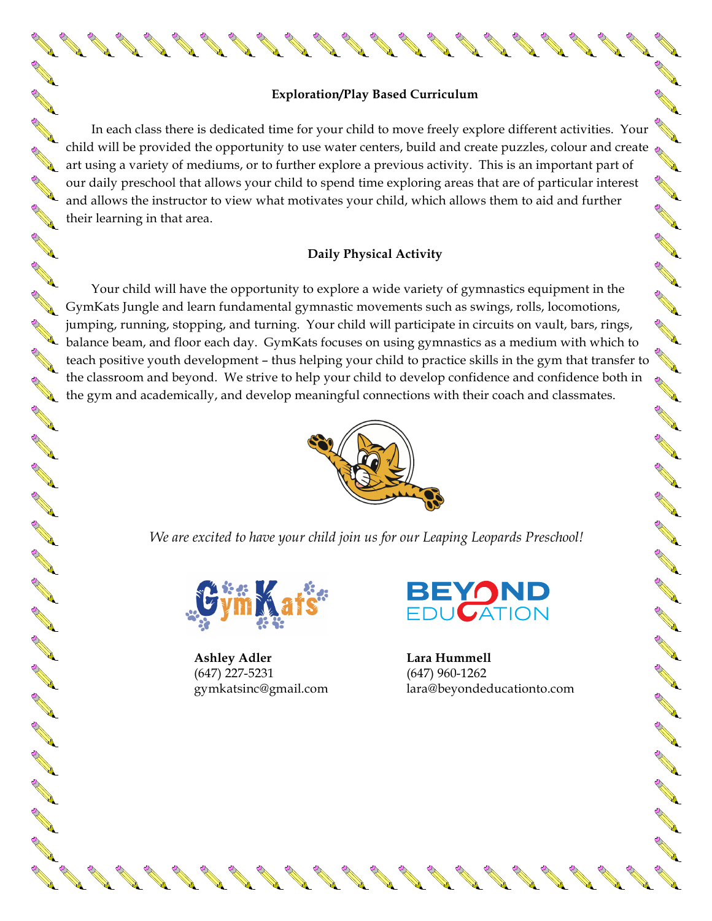### Exploration/Play Based Curriculum

In each class there is dedicated time for your child to move freely explore different activities. Your child will be provided the opportunity to use water centers, build and create puzzles, colour and create art using a variety of mediums, or to further explore a previous activity. This is an important part of our daily preschool that allows your child to spend time exploring areas that are of particular interest and allows the instructor to view what motivates your child, which allows them to aid and further their learning in that area.

### Daily Physical Activity

Your child will have the opportunity to explore a wide variety of gymnastics equipment in the GymKats Jungle and learn fundamental gymnastic movements such as swings, rolls, locomotions, jumping, running, stopping, and turning. Your child will participate in circuits on vault, bars, rings, balance beam, and floor each day. GymKats focuses on using gymnastics as a medium with which to teach positive youth development – thus helping your child to practice skills in the gym that transfer to the classroom and beyond. We strive to help your child to develop confidence and confidence both in the gym and academically, and develop meaningful connections with their coach and classmates.

*We are excited to have your child join us for our Leaping Leopards Preschool!*

GymKats

**Ashley Adler**
(647) 227-5231
gymkatsinc@gmail.com

BEYOND EDUCATION

**Lara Hummell**
(647) 960-1262
lara@beyondeducationto.com